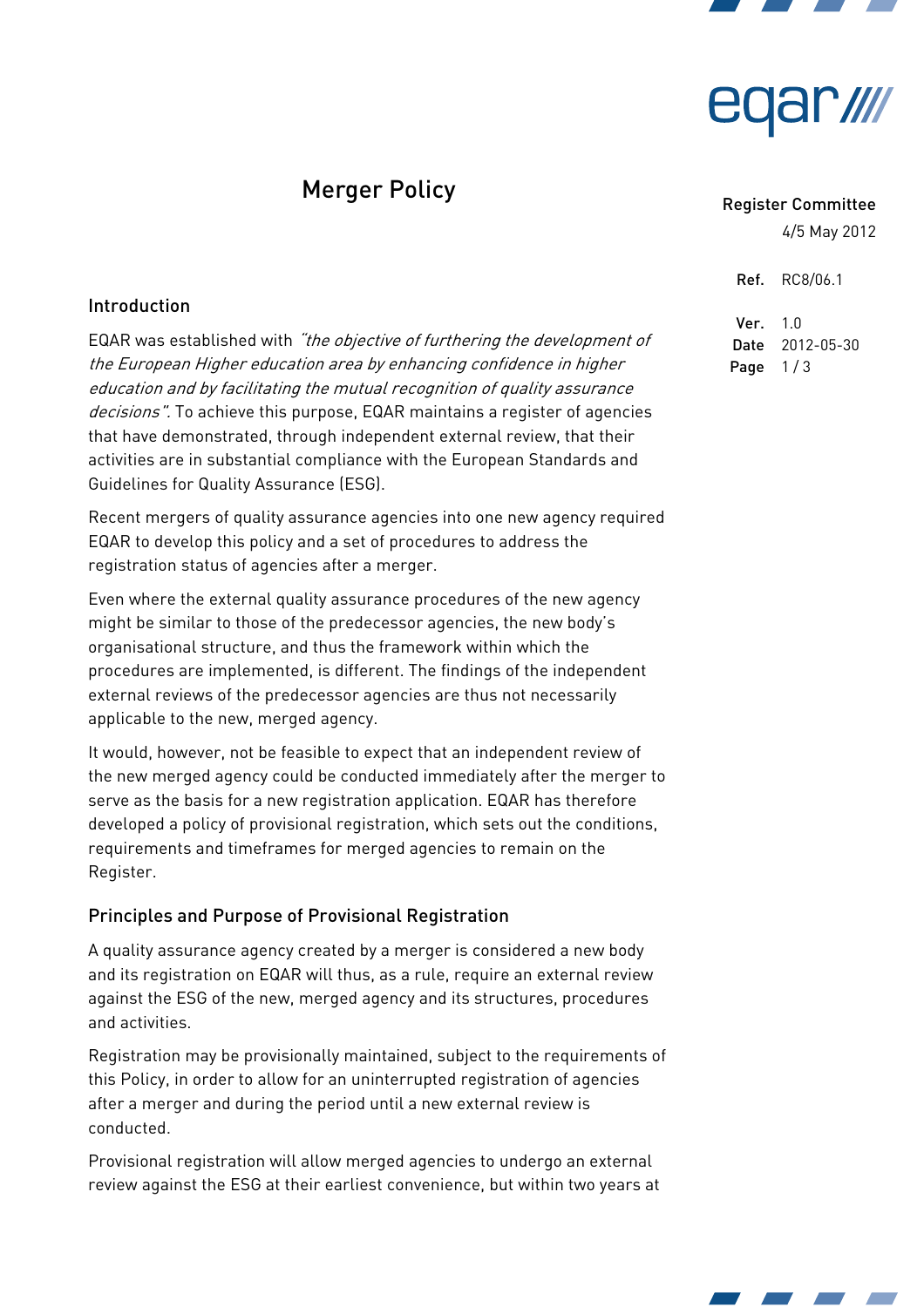# Merger Policy

Register Committee
4/5 May 2012

Ref. RC8/06.1

Ver. 1.0
Date 2012-05-30

## Introduction

EQAR was established with *"the objective of furthering the development of the European Higher education area by enhancing confidence in higher education and by facilitating the mutual recognition of quality assurance decisions"*. To achieve this purpose, EQAR maintains a register of agencies that have demonstrated, through independent external review, that their activities are in substantial compliance with the European Standards and Guidelines for Quality Assurance (ESG).

Recent mergers of quality assurance agencies into one new agency required EQAR to develop this policy and a set of procedures to address the registration status of agencies after a merger.

Even where the external quality assurance procedures of the new agency might be similar to those of the predecessor agencies, the new body's organisational structure, and thus the framework within which the procedures are implemented, is different. The findings of the independent external reviews of the predecessor agencies are thus not necessarily applicable to the new, merged agency.

It would, however, not be feasible to expect that an independent review of the new merged agency could be conducted immediately after the merger to serve as the basis for a new registration application. EQAR has therefore developed a policy of provisional registration, which sets out the conditions, requirements and timeframes for merged agencies to remain on the Register.

## Principles and Purpose of Provisional Registration

A quality assurance agency created by a merger is considered a new body and its registration on EQAR will thus, as a rule, require an external review against the ESG of the new, merged agency and its structures, procedures and activities.

Registration may be provisionally maintained, subject to the requirements of this Policy, in order to allow for an uninterrupted registration of agencies after a merger and during the period until a new external review is conducted.

Provisional registration will allow merged agencies to undergo an external review against the ESG at their earliest convenience, but within two years at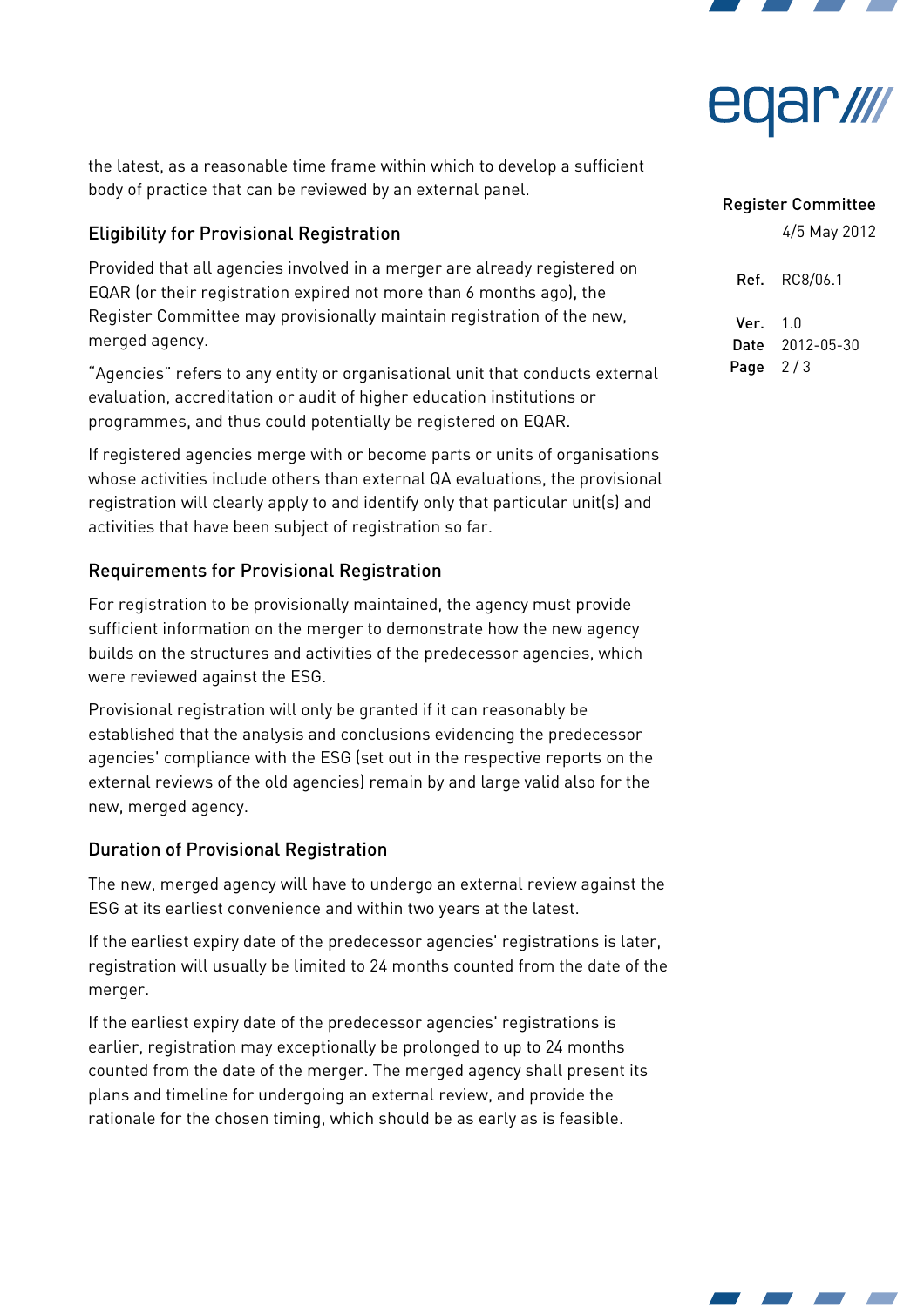the latest, as a reasonable time frame within which to develop a sufficient body of practice that can be reviewed by an external panel.

### Eligibility for Provisional Registration

Provided that all agencies involved in a merger are already registered on EQAR (or their registration expired not more than 6 months ago), the Register Committee may provisionally maintain registration of the new, merged agency.

"Agencies" refers to any entity or organisational unit that conducts external evaluation, accreditation or audit of higher education institutions or programmes, and thus could potentially be registered on EQAR.

If registered agencies merge with or become parts or units of organisations whose activities include others than external QA evaluations, the provisional registration will clearly apply to and identify only that particular unit(s) and activities that have been subject of registration so far.

### Requirements for Provisional Registration

For registration to be provisionally maintained, the agency must provide sufficient information on the merger to demonstrate how the new agency builds on the structures and activities of the predecessor agencies, which were reviewed against the ESG.

Provisional registration will only be granted if it can reasonably be established that the analysis and conclusions evidencing the predecessor agencies' compliance with the ESG (set out in the respective reports on the external reviews of the old agencies) remain by and large valid also for the new, merged agency.

### Duration of Provisional Registration

The new, merged will have to undergo an external review against the ESG at its earliest convenience and within two years at the latest.

If the earliest expiry date of the predecessor agencies' registrations is later, registration will usually be limited to 24 months counted from the date of the merger.

If the earliest expiry date of the predecessor agencies' registrations is earlier, registration may exceptionally be prolonged to up to 24 months counted from the date of the merger. The merged agency shall present its plans and timeline for undergoing an external review, and provide the rationale for the chosen timing, which should be as early as is feasible.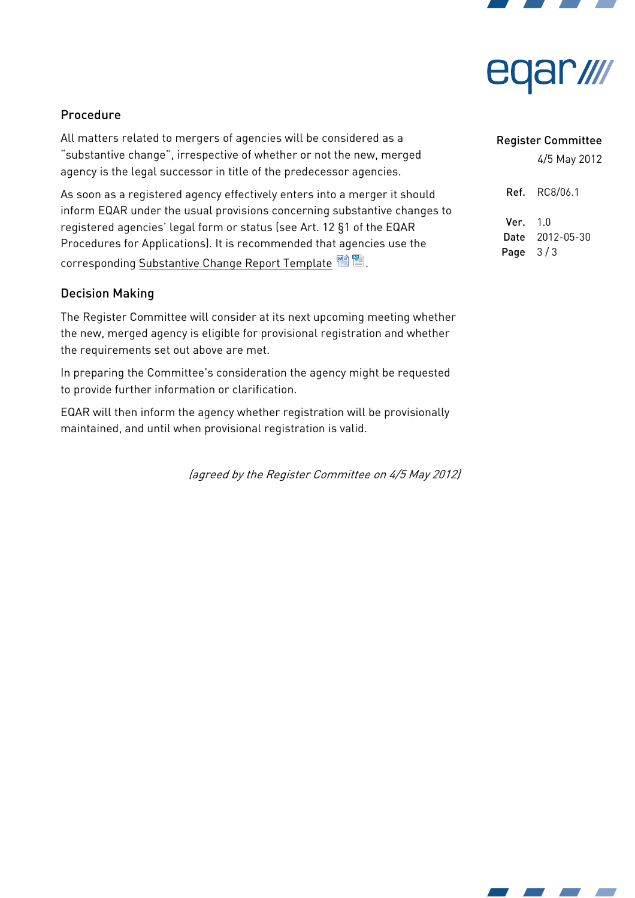## Procedure

All matters related to mergers of agencies will be considered as a "substantive change", irrespective of whether or not the new, merged agency is the legal successor in title of the predecessor agencies.

As soon as a registered agency effectively enters into a merger it should inform EQAR under the usual provisions concerning substantive changes to registered agencies' legal form or status (see Art. 12 §1 of the EQAR Procedures for Applications). It is recommended that agencies use the corresponding Substantive Change Report Template.

## Decision Making

The Register Committee will consider at its next upcoming meeting whether the new, merged agency is eligible for provisional registration and whether the requirements set out above are met.

In preparing the Committee's consideration the agency might be requested to provide further information or clarification.

EQAR will then inform the agency whether registration will be provisionally maintained, and until when provisional registration is valid.

*(agreed by the Register Committee on 4/5 May 2012)*